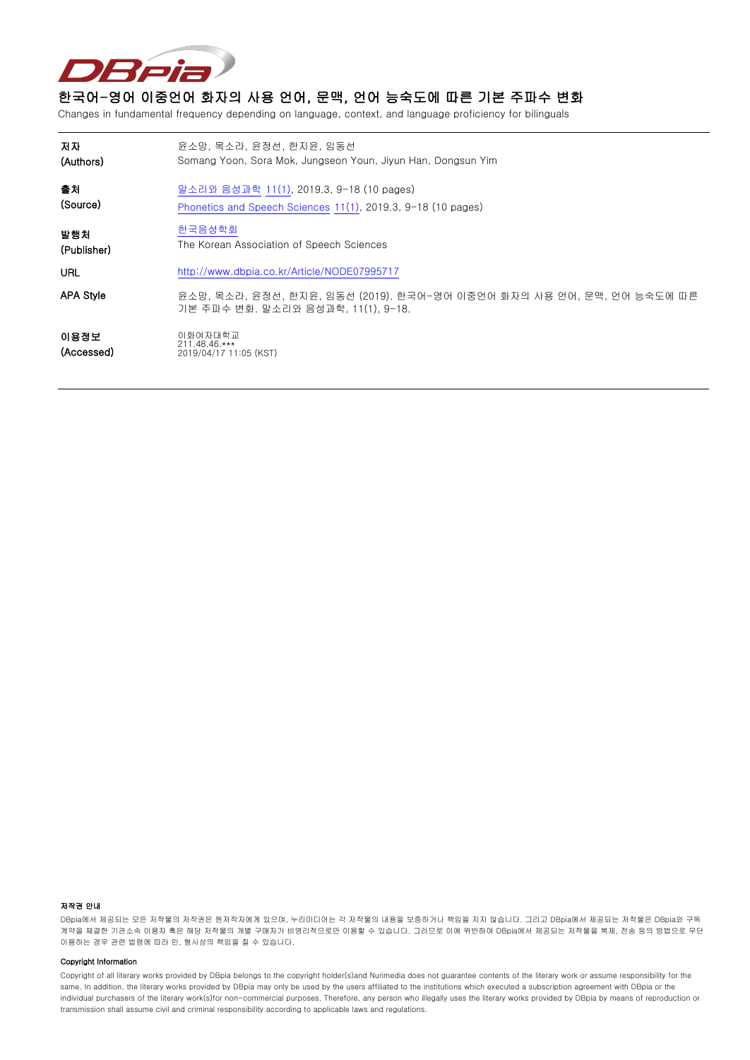# 한국어-영어 이중언어 화자의 사용 언어, 문맥, 언어 능숙도에 따른 기본 주파수 변화

Changes in fundamental frequency depending on language, context, and language proficiency for bilinguals

| | |
|---|---|
| **저자** (Authors) | 윤소망, 목소라, 윤정선, 한지윤, 임동선<br>Somang Yoon, Sora Mok, Jungseon Youn, Jiyun Han, Dongsun Yim |
| **출처** (Source) | 말소리와 음성과학 11(1), 2019.3, 9-18 (10 pages)<br>Phonetics and Speech Sciences 11(1), 2019.3, 9-18 (10 pages) |
| **발행처** (Publisher) | 한국음성학회<br>The Korean Association of Speech Sciences |
| **URL** | http://www.dbpia.co.kr/Article/NODE07995717 |
| **APA Style** | 윤소망, 목소라, 윤정선, 한지윤, 임동선 (2019). 한국어-영어 이중언어 화자의 사용 언어, 문맥, 언어 능숙도에 따른 기본 주파수 변화. 말소리와 음성과학, 11(1), 9-18. |
| **이용정보** (Accessed) | 이화여자대학교<br>211.48.46.***<br>2019/04/17 11:05 (KST) |

**저작권 안내**

DBpia에서 제공되는 모든 저작물의 저작권은 원저작자에게 있으며, 누리미디어는 각 저작물의 내용을 보증하거나 책임을 지지 않습니다. 그리고 DBpia에서 제공되는 저작물은 DBpia와 구독계약을 체결한 기관소속 이용자 혹은 해당 저작물의 개별 구매자가 비영리적으로만 이용할 수 있습니다. 그러므로 이에 위반하여 DBpia에서 제공되는 저작물을 복제, 전송 등의 방법으로 무단 이용하는 경우 관련 법령에 따라 민, 형사상의 책임을 질 수 있습니다.

**Copyright Information**

Copyright of all literary works provided by DBpia belongs to the copyright holder(s)and Nurimedia does not guarantee contents of the literary work or assume responsibility for the same. In addition, the literary works provided by DBpia may only be used by the users affiliated to the institutions which executed a subscription agreement with DBpia or the individual purchasers of the literary work(s)for non-commercial purposes. Therefore, any person who illegally uses the literary works provided by DBpia by means of reproduction or transmission shall assume civil and criminal responsibility according to applicable laws and regulations.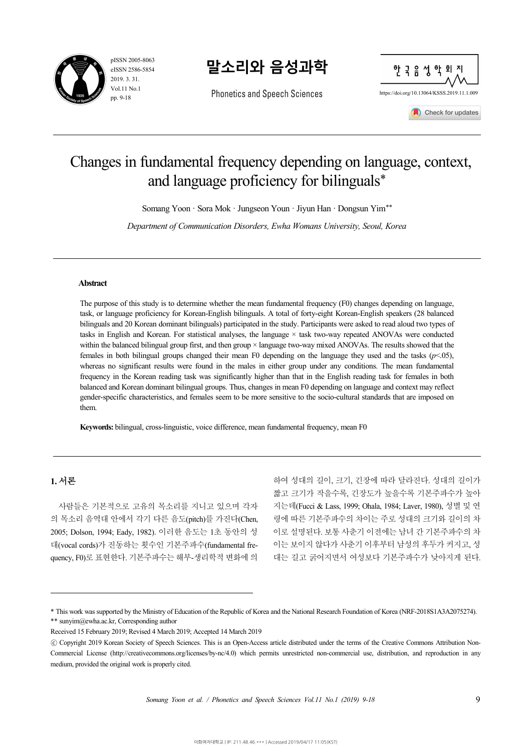# Changes in fundamental frequency depending on language, context, and language proficiency for bilinguals*

Somang Yoon · Sora Mok · Jungseon Youn · Jiyun Han · Dongsun Yim**

*Department of Communication Disorders, Ewha Womans University, Seoul, Korea*

### Abstract

The purpose of this study is to determine whether the mean fundamental frequency (F0) changes depending on language, task, or language proficiency for Korean-English bilinguals. A total of forty-eight Korean-English speakers (28 balanced bilinguals and 20 Korean dominant bilinguals) participated in the study. Participants were asked to read aloud two types of tasks in English and Korean. For statistical analyses, the language × task two-way repeated ANOVAs were conducted within the balanced bilingual group first, and then group × language two-way mixed ANOVAs. The results showed that the females in both bilingual groups changed their mean F0 depending on the language they used and the tasks ($p<.05$), whereas no significant results were found in the males in either group under any conditions. The mean fundamental frequency in the Korean reading task was significantly higher than that in the English reading task for females in both balanced and Korean dominant bilingual groups. Thus, changes in mean F0 depending on language and context may reflect gender-specific characteristics, and females seem to be more sensitive to the socio-cultural standards that are imposed on them.

**Keywords:** bilingual, cross-linguistic, voice difference, mean fundamental frequency, mean F0

## 1. 서론

사람들은 기본적으로 고유의 목소리를 지니고 있으며 각자의 목소리 음역대 안에서 각기 다른 음도(pitch)를 가진다(Chen, 2005; Dolson, 1994; Eady, 1982). 이러한 음도는 1초 동안의 성대(vocal cords)가 진동하는 횟수인 기본주파수(fundamental frequency, F0)로 표현한다. 기본주파수는 해부-생리학적 변화에 의하여 성대의 길이, 크기, 긴장에 따라 달라진다. 성대의 길이가 짧고 크기가 작을수록, 긴장도가 높을수록 기본주파수가 높아지는데(Fucci & Lass, 1999; Ohala, 1984; Laver, 1980), 성별 및 연령에 따른 기본주파수의 차이는 주로 성대의 크기와 길이의 차이로 설명된다. 보통 사춘기 이전에는 남녀 간 기본주파수의 차이는 보이지 않다가 사춘기 이후부터 남성의 후두가 커지고, 성대는 길고 굵어지면서 여성보다 기본주파수가 낮아지게 된다.

---

* This work was supported by the Ministry of Education of the Republic of Korea and the National Research Foundation of Korea (NRF-2018S1A3A2075274).
** sunyim@ewha.ac.kr, Corresponding author

Received 15 February 2019; Revised 4 March 2019; Accepted 14 March 2019

ⓒ Copyright 2019 Korean Society of Speech Sciences. This is an Open-Access article distributed under the terms of the Creative Commons Attribution Non-Commercial License (http://creativecommons.org/licenses/by-nc/4.0) which permits unrestricted non-commercial use, distribution, and reproduction in any medium, provided the original work is properly cited.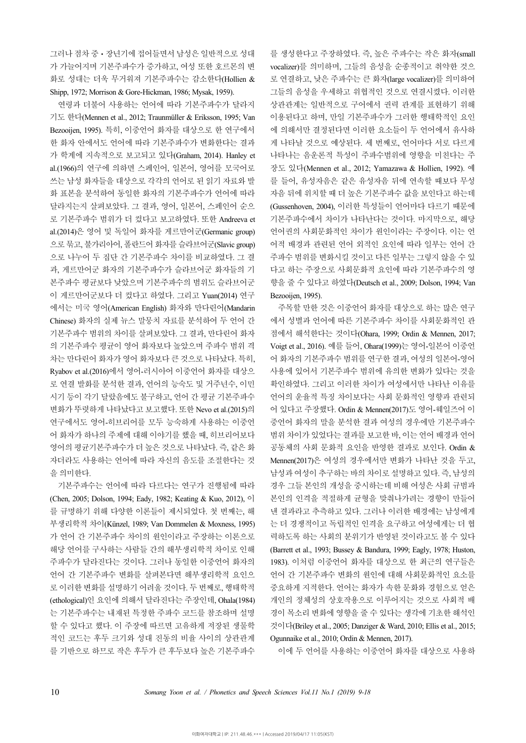그러나 점차 중・장년기에 접어들면서 남성은 일반적으로 성대가 가늘어지며 기본주파수가 증가하고, 여성 또한 호르몬의 변화로 성대는 더욱 무거워져 기본주파수는 감소한다(Hollien & Shipp, 1972; Morrison & Gore-Hickman, 1986; Mysak, 1959).

연령과 더불어 사용하는 언어에 따라 기본주파수가 달라지기도 한다(Mennen et al., 2012; Traunmüller & Eriksson, 1995; Van Bezooijen, 1995). 특히, 이중언어 화자를 대상으로 한 연구에서 한 화자 안에서도 언어에 따라 기본주파수가 변화한다는 결과가 학계에 지속적으로 보고되고 있다(Graham, 2014). Hanley et al.(1966)의 연구에 의하면 스페인어, 일본어, 영어를 모국어로 쓰는 남성 화자들을 대상으로 각각의 언어로 된 읽기 자료와 발화 표본을 분석하여 동일한 화자의 기본주파수가 언어에 따라 달라지는지 살펴보았다. 그 결과, 영어, 일본어, 스페인어 순으로 기본주파수 범위가 더 컸다고 보고하였다. 또한 Andreeva et al.(2014)은 영어 및 독일어 화자를 게르만어군(Germanic group)으로 묶고, 불가리아어, 폴란드어 화자를 슬라브어군(Slavic group)으로 나누어 두 집단 간 기본주파수 차이를 비교하였다. 그 결과, 게르만어군 화자의 기본주파수가 슬라브어군 화자들의 기본주파수 평균보다 낮았으며 기본주파수의 범위도 슬라브어군이 게르만어군보다 더 컸다고 하였다. 그리고 Yuan(2014) 연구에서는 미국 영어(American English) 화자와 만다린어(Mandarin Chinese) 화자의 실제 뉴스 말뭉치 자료를 분석하여 두 언어 간 기본주파수 범위의 차이를 살펴보았다. 그 결과, 만다린어 화자의 기본주파수 평균이 영어 화자보다 높았으며 주파수 범위 격차는 만다린어 화자가 영어 화자보다 큰 것으로 나타났다. 특히, Ryabov et al.(2016)에서 영어-러시아어 이중언어 화자를 대상으로 연결 발화를 분석한 결과, 언어의 능숙도 및 거주년수, 이민 시기 등이 각기 달랐음에도 불구하고, 언어 간 평균 기본주파수 변화가 뚜렷하게 나타났다고 보고했다. 또한 Nevo et al.(2015)의 연구에서도 영어-히브리어를 모두 능숙하게 사용하는 이중언어 화자가 하나의 주제에 대해 이야기를 했을 때, 히브리어보다 영어의 평균기본주파수가 더 높은 것으로 나타났다. 즉, 같은 화자더라도 사용하는 언어에 따라 자신의 음도를 조절한다는 것을 의미한다.

기본주파수는 언어에 따라 다르다는 연구가 진행됨에 따라(Chen, 2005; Dolson, 1994; Eady, 1982; Keating & Kuo, 2012), 이를 규명하기 위해 다양한 이론들이 제시되었다. 첫 번째는, 해부생리학적 차이(Künzel, 1989; Van Dommelen & Moxness, 1995)가 언어 간 기본주파수 차이의 원인이라고 주장하는 이론으로 해당 언어를 구사하는 사람들 간의 해부생리학적 차이로 인해 주파수가 달라진다는 것이다. 그러나 동일한 이중언어 화자의 언어 간 기본주파수 변화를 살펴본다면 해부생리학적 요인으로 이러한 변화를 설명하기 어려울 것이다. 두 번째로, 행태학적(ethological)인 요인에 의해서 달라진다는 주장인데, Ohala(1984)는 기본주파수는 내재된 특정한 주파수 코드를 참조하며 설명할 수 있다고 했다. 이 주장에 따르면 고유하게 저장된 생물학적인 코드는 후두 크기와 성대 진동의 비율 사이의 상관관계를 기반으로 하므로 작은 후두가 큰 후두보다 높은 기본주파수를 생성한다고 주장하였다. 즉, 높은 주파수는 작은 화자(small vocalizer)를 의미하며, 그들의 음성을 순종적이고 취약한 것으로 연결하고, 낮은 주파수는 큰 화자(large vocalizer)를 의미하여 그들의 음성을 우세하고 위협적인 것으로 연결시켰다. 이러한 상관관계는 일반적으로 구어에서 권력 관계를 표현하기 위해 이용된다고 하며, 만일 기본주파수가 그러한 행태학적인 요인에 의해서만 결정된다면 이러한 요소들이 두 언어에서 유사하게 나타날 것으로 예상된다. 세 번째로, 언어마다 서로 다르게 나타나는 음운론적 특성이 주파수범위에 영향을 미친다는 주장도 있다(Mennen et al., 2012; Yamazawa & Hollien, 1992). 예를 들어, 유성자음은 같은 유성자음 뒤에 연속할 때보다 무성자음 뒤에 위치할 때 더 높은 기본주파수 값을 보인다고 하는데(Gussenhoven, 2004), 이러한 특성들이 언어마다 다르기 때문에 기본주파수에서 차이가 나타난다는 것이다. 마지막으로, 해당 언어권의 사회문화적인 차이가 원인이라는 주장이다. 이는 언어적 배경과 관련된 언어 외적인 요인에 따라 일부는 언어 간 주파수 범위를 변화시킬 것이고 다른 일부는 그렇지 않을 수 있다고 하는 주장으로 사회문화적 요인에 따라 기본주파수의 영향을 줄 수 있다고 하였다(Deutsch et al., 2009; Dolson, 1994; Van Bezooijen, 1995).

주목할 만한 것은 이중언어 화자를 대상으로 하는 많은 연구에서 성별과 언어에 따른 기본주파수 차이를 사회문화적인 관점에서 해석한다는 것이다(Ohara, 1999; Ordin & Mennen, 2017; Voigt et al., 2016). 예를 들어, Ohara(1999)는 영어-일본어 이중언어 화자의 기본주파수 범위를 연구한 결과, 여성의 일본어-영어 사용에 있어서 기본주파수 범위에 유의한 변화가 있다는 것을 확인하였다. 그리고 이러한 차이가 여성에서만 나타난 이유를 언어의 운율적 특징 차이보다는 사회 문화적인 영향과 관련되어 있다고 주장했다. Ordin & Mennen(2017)도 영어-웨일즈어 이중언어 화자의 말을 분석한 결과 여성의 경우에만 기본주파수 범위 차이가 있었다는 결과를 보고한 바, 이는 언어 배경과 언어 공동체의 사회 문화적 요인을 반영한 결과로 보인다. Ordin & Mennen(2017)은 여성의 경우에서만 변화가 나타난 것을 두고, 남성과 여성이 추구하는 바의 차이로 설명하고 있다. 즉, 남성의 경우 그들 본인의 개성을 중시하는데 비해 여성은 사회 규범과 본인의 인격을 적절하게 균형을 맞춰나가려는 경향이 만들어 낸 결과라고 추측하고 있다. 그러나 이러한 배경에는 남성에게는 더 경쟁적이고 독립적인 인격을 요구하고 여성에게는 더 협력하도록 하는 사회의 분위기가 반영된 것이라고도 볼 수 있다(Barrett et al., 1993; Bussey & Bandura, 1999; Eagly, 1978; Huston, 1983). 이처럼 이중언어 화자를 대상으로 한 최근의 연구들은 언어 간 기본주파수 변화의 원인에 대해 사회문화적인 요소를 중요하게 지적한다. 언어는 화자가 속한 문화와 경험으로 얻은 개인의 정체성의 상호작용으로 이루어지는 것으로 사회적 배경이 목소리 변화에 영향을 줄 수 있다는 생각에 기초한 해석인 것이다(Briley et al., 2005; Danziger & Ward, 2010; Ellis et al., 2015; Ogunnaike et al., 2010; Ordin & Mennen, 2017).

이에 두 언어를 사용하는 이중언어 화자를 대상으로 사용하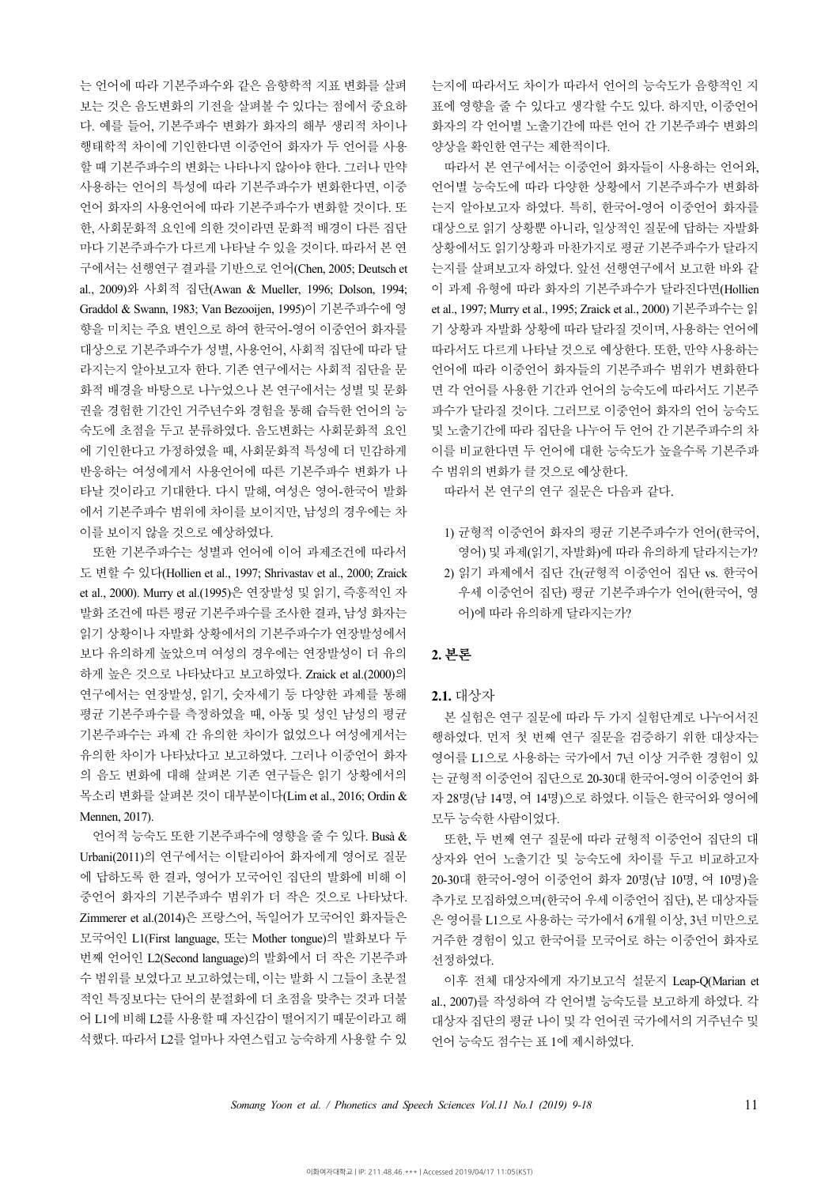는 언어에 따라 기본주파수와 같은 음향학적 지표 변화를 살펴보는 것은 음도변화의 기전을 살펴볼 수 있다는 점에서 중요하다. 예를 들어, 기본주파수 변화가 화자의 해부 생리적 차이나 행태학적 차이에 기인한다면 이중언어 화자가 두 언어를 사용할 때 기본주파수의 변화는 나타나지 않아야 한다. 그러나 만약 사용하는 언어의 특성에 따라 기본주파수가 변화한다면, 이중언어 화자의 사용언어에 따라 기본주파수가 변화할 것이다. 또한, 사회문화적 요인에 의한 것이라면 문화적 배경이 다른 집단마다 기본주파수가 다르게 나타날 수 있을 것이다. 따라서 본 연구에서는 선행연구 결과를 기반으로 언어(Chen, 2005; Deutsch et al., 2009)와 사회적 집단(Awan & Mueller, 1996; Dolson, 1994; Graddol & Swann, 1983; Van Bezooijen, 1995)이 기본주파수에 영향을 미치는 주요 변인으로 하여 한국어-영어 이중언어 화자를 대상으로 기본주파수가 성별, 사용언어, 사회적 집단에 따라 달라지는지 알아보고자 한다. 기존 연구에서는 사회적 집단을 문화적 배경을 바탕으로 나누었으나 본 연구에서는 성별 및 문화권을 경험한 기간인 거주년수와 경험을 통해 습득한 언어의 능숙도에 초점을 두고 분류하였다. 음도변화는 사회문화적 요인에 기인한다고 가정하였을 때, 사회문화적 특성에 더 민감하게 반응하는 여성에게서 사용언어에 따른 기본주파수 변화가 나타날 것이라고 기대한다. 다시 말해, 여성은 영어-한국어 발화에서 기본주파수 범위에 차이를 보이지만, 남성의 경우에는 차이를 보이지 않을 것으로 예상하였다.

또한 기본주파수는 성별과 언어에 이어 과제조건에 따라서도 변할 수 있다(Hollien et al., 1997; Shrivastav et al., 2000; Zraick et al., 2000). Murry et al.(1995)은 연장발성 및 읽기, 즉흥적인 자발화 조건에 따른 평균 기본주파수를 조사한 결과, 남성 화자는 읽기 상황이나 자발화 상황에서의 기본주파수가 연장발성에서보다 유의하게 높았으며 여성의 경우에는 연장발성이 더 유의하게 높은 것으로 나타났다고 보고하였다. Zraick et al.(2000)의 연구에서는 연장발성, 읽기, 숫자세기 등 다양한 과제를 통해 평균 기본주파수를 측정하였을 때, 아동 및 성인 남성의 평균 기본주파수는 과제 간 유의한 차이가 없었으나 여성에게서는 유의한 차이가 나타났다고 보고하였다. 그러나 이중언어 화자의 음도 변화에 대해 살펴본 기존 연구들은 읽기 상황에서의 목소리 변화를 살펴본 것이 대부분이다(Lim et al., 2016; Ordin & Mennen, 2017).

언어적 능숙도 또한 기본주파수에 영향을 줄 수 있다. Busà & Urbani(2011)의 연구에서는 이탈리아어 화자에게 영어로 질문에 답하도록 한 결과, 영어가 모국어인 집단의 발화에 비해 이중언어 화자의 기본주파수 범위가 더 작은 것으로 나타났다. Zimmerer et al.(2014)은 프랑스어, 독일어가 모국어인 화자들은 모국어인 L1(First language, 또는 Mother tongue)의 발화보다 두 번째 언어인 L2(Second language)의 발화에서 더 작은 기본주파수 범위를 보였다고 보고하였는데, 이는 발화 시 그들이 초분절적인 특징보다는 단어의 분절화에 더 초점을 맞추는 것과 더불어 L1에 비해 L2를 사용할 때 자신감이 떨어지기 때문이라고 해석했다. 따라서 L2를 얼마나 자연스럽고 능숙하게 사용할 수 있는지에 따라서도 차이가 따라서 언어의 능숙도가 음향적인 지표에 영향을 줄 수 있다고 생각할 수도 있다. 하지만, 이중언어 화자의 각 언어별 노출기간에 따른 언어 간 기본주파수 변화의 양상을 확인한 연구는 제한적이다.

따라서 본 연구에서는 이중언어 화자들이 사용하는 언어와, 언어별 능숙도에 따라 다양한 상황에서 기본주파수가 변화하는지 알아보고자 하였다. 특히, 한국어-영어 이중언어 화자를 대상으로 읽기 상황뿐 아니라, 일상적인 질문에 답하는 자발화 상황에서도 읽기상황과 마찬가지로 평균 기본주파수가 달라지는지를 살펴보고자 하였다. 앞선 선행연구에서 보고한 바와 같이 과제 유형에 따라 화자의 기본주파수가 달라진다면(Hollien et al., 1997; Murry et al., 1995; Zraick et al., 2000) 기본주파수는 읽기 상황과 자발화 상황에 따라 달라질 것이며, 사용하는 언어에 따라서도 다르게 나타날 것으로 예상한다. 또한, 만약 사용하는 언어에 따라 이중언어 화자들의 기본주파수 범위가 변화한다면 각 언어를 사용한 기간과 언어의 능숙도에 따라서도 기본주파수가 달라질 것이다. 그러므로 이중언어 화자의 언어 능숙도 및 노출기간에 따라 집단을 나누어 두 언어 간 기본주파수의 차이를 비교한다면 두 언어에 대한 능숙도가 높을수록 기본주파수 범위의 변화가 클 것으로 예상한다.

따라서 본 연구의 연구 질문은 다음과 같다.

1) 균형적 이중언어 화자의 평균 기본주파수가 언어(한국어, 영어) 및 과제(읽기, 자발화)에 따라 유의하게 달라지는가?
2) 읽기 과제에서 집단 간(균형적 이중언어 집단 vs. 한국어 우세 이중언어 집단) 평균 기본주파수가 언어(한국어, 영어)에 따라 유의하게 달라지는가?

## 2. 본론

### 2.1. 대상자

본 실험은 연구 질문에 따라 두 가지 실험단계로 나누어서 진행하였다. 먼저 첫 번째 연구 질문을 검증하기 위한 대상자는 영어를 L1으로 사용하는 국가에서 7년 이상 거주한 경험이 있는 균형적 이중언어 집단으로 20-30대 한국어-영어 이중언어 화자 28명(남 14명, 여 14명)으로 하였다. 이들은 한국어와 영어에 모두 능숙한 사람이었다.

또한, 두 번째 연구 질문에 따라 균형적 이중언어 집단의 대상자와 언어 노출기간 및 능숙도에 차이를 두고 비교하고자 20-30대 한국어-영어 이중언어 화자 20명(남 10명, 여 10명)을 추가로 모집하였으며(한국어 우세 이중언어 집단), 본 대상자들은 영어를 L1으로 사용하는 국가에서 6개월 이상, 3년 미만으로 거주한 경험이 있고 한국어를 모국어로 하는 이중언어 화자로 선정하였다.

이후 전체 대상자에게 자기보고식 설문지 Leap-Q(Marian et al., 2007)를 작성하여 각 언어별 능숙도를 보고하게 하였다. 각 대상자 집단의 평균 나이 및 각 언어권 국가에서의 거주년수 및 언어 능숙도 점수는 표 1에 제시하였다.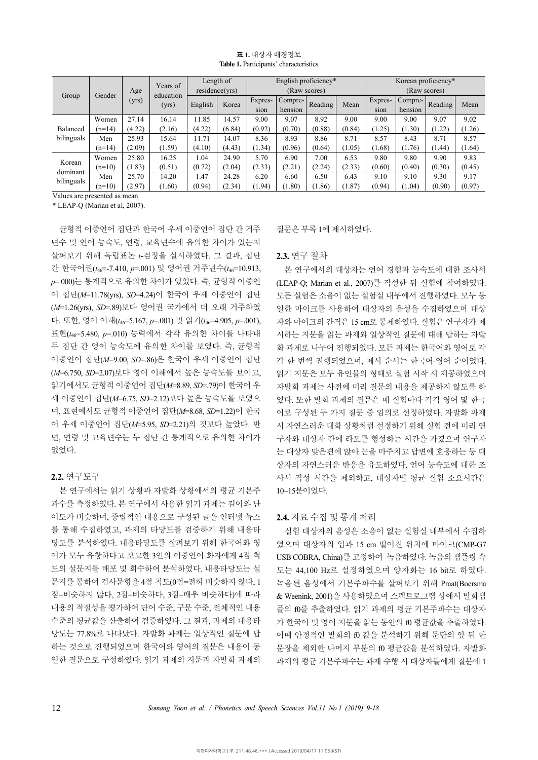표 1. 대상자 배경정보
**Table 1.** Participants' characteristics

| Group | Gender | Age (yrs) | Years of education (yrs) | Length of residence(yrs) | | English proficiency* (Raw scores) | | | | Korean proficiency* (Raw scores) | | | |
|---|---|---|---|---|---|---|---|---|---|---|---|---|---|
| | | | | English | Korea | Expression | Comprehension | Reading | Mean | Expression | Comprehension | Reading | Mean |
| Balanced bilinguals | Women (n=14) | 27.14 (4.22) | 16.14 (2.16) | 11.85 (4.22) | 14.57 (6.84) | 9.00 (0.92) | 9.07 (0.70) | 8.92 (0.88) | 9.00 (0.84) | 9.00 (1.25) | 9.00 (1.30) | 9.07 (1.22) | 9.02 (1.26) |
| | Men (n=14) | 25.93 (2.09) | 15.64 (1.59) | 11.71 (4.10) | 14.07 (4.43) | 8.36 (1.34) | 8.93 (0.96) | 8.86 (0.64) | 8.71 (1.05) | 8.57 (1.68) | 8.43 (1.76) | 8.71 (1.44) | 8.57 (1.64) |
| Korean dominant bilinguals | Women (n=10) | 25.80 (1.83) | 16.25 (0.51) | 1.04 (0.72) | 24.90 (2.04) | 5.70 (2.33) | 6.90 (2.21) | 7.00 (2.24) | 6.53 (2.33) | 9.80 (0.60) | 9.80 (0.40) | 9.90 (0.30) | 9.83 (0.45) |
| | Men (n=10) | 25.70 (2.97) | 14.20 (1.60) | 1.47 (0.94) | 24.28 (2.34) | 6.20 (1.94) | 6.60 (1.80) | 6.50 (1.86) | 6.43 (1.87) | 9.10 (0.94) | 9.10 (1.04) | 9.30 (0.90) | 9.17 (0.97) |

Values are presented as mean.
* LEAP-Q (Marian et al, 2007).

균형적 이중언어 집단과 한국어 우세 이중언어 집단 간 거주 년수 및 언어 능숙도, 연령, 교육년수에 유의한 차이가 있는지 살펴보기 위해 독립표본 *t*-검정을 실시하였다. 그 결과, 집단 간 한국어권($t_{46}$=-7.410, $p$=.001) 및 영어권 거주년수($t_{46}$=10.913, $p$=.000)는 통계적으로 유의한 차이가 있었다. 즉, 균형적 이중언어 집단($M$=11.78(yrs), $SD$=4.24)이 한국어 우세 이중언어 집단($M$=1.26(yrs), $SD$=.89)보다 영어권 국가에서 더 오래 거주하였다. 또한, 영어 이해($t_{46}$=5.167, $p$=.001) 및 읽기($t_{46}$=4.905, $p$=.001), 표현($t_{46}$=5.480, $p$=.010) 능력에서 각각 유의한 차이를 나타내 두 집단 간 영어 능숙도에 유의한 차이를 보였다. 즉, 균형적 이중언어 집단($M$=9.00, $SD$=.86)은 한국어 우세 이중언어 집단($M$=6.750, $SD$=2.07)보다 영어 이해에서 높은 능숙도를 보이고, 읽기에서도 균형적 이중언어 집단($M$=8.89, $SD$=.79)이 한국어 우세 이중언어 집단($M$=6.75, $SD$=2.12)보다 높은 능숙도를 보였으며, 표현에서도 균형적 이중언어 집단($M$=8.68, $SD$=1.22)이 한국어 우세 이중언어 집단($M$=5.95, $SD$=2.21)의 것보다 높았다. 반면, 연령 및 교육년수는 두 집단 간 통계적으로 유의한 차이가 없었다.

## 2.2. 연구도구

본 연구에서는 읽기 상황과 자발화 상황에서의 평균 기본주파수를 측정하였다. 본 연구에서 사용한 읽기 과제는 길이와 난이도가 비슷하며, 중립적인 내용으로 구성된 글을 인터넷 뉴스를 통해 수집하였고, 과제의 타당도를 검증하기 위해 내용타당도를 분석하였다. 내용타당도를 살펴보기 위해 한국어와 영어가 모두 유창하다고 보고한 3인의 이중언어 화자에게 4점 척도의 설문지를 배포 및 회수하여 분석하였다. 내용타당도는 설문지를 통하여 검사문항을 4점 척도(0점=전혀 비슷하지 않다, 1점=비슷하지 않다, 2점=비슷하다, 3점=매우 비슷하다)에 따라 내용의 적절성을 평가하여 단어 수준, 구문 수준, 전체적인 내용 수준의 평균값을 산출하여 검증하였다. 그 결과, 과제의 내용타당도는 77.8%로 나타났다. 자발화 과제는 일상적인 질문에 답하는 것으로 진행되었으며 한국어와 영어의 질문은 내용이 동일한 질문으로 구성하였다. 읽기 과제의 지문과 자발화 과제의 질문은 부록 1에 제시하였다.

## 2.3. 연구 절차

본 연구에서의 대상자는 언어 경험과 능숙도에 대한 조사서(LEAP-Q; Marian et al., 2007)를 작성한 뒤 실험에 참여하였다. 모든 실험은 소음이 없는 실험실 내부에서 진행하였다. 모두 동일한 마이크를 사용하여 대상자의 음성을 수집하였으며 대상자와 마이크의 간격은 15 cm로 통제하였다. 실험은 연구자가 제시하는 지문을 읽는 과제와 일상적인 질문에 대해 답하는 자발화 과제로 나누어 진행되었다. 모든 과제는 한국어와 영어로 각각 한 번씩 진행되었으며, 제시 순서는 한국어-영어 순이었다. 읽기 지문은 모두 유인물의 형태로 실험 시작 시 제공하였으며 자발화 과제는 사전에 미리 질문의 내용을 제공하지 않도록 하였다. 또한 발화 과제의 질문은 매 실험마다 각각 영어 및 한국어로 구성된 두 가지 질문 중 임의로 선정하였다. 자발화 과제 시 자연스러운 대화 상황처럼 설정하기 위해 실험 전에 미리 연구자와 대상자 간에 라포를 형성하는 시간을 가졌으며 연구자는 대상자 맞은편에 앉아 눈을 마주치고 답변에 호응하는 등 대상자의 자연스러운 반응을 유도하였다. 언어 능숙도에 대한 조사서 작성 시간을 제외하고, 대상자별 평균 실험 소요시간은 10~15분이었다.

## 2.4. 자료 수집 및 통계 처리

실험 대상자의 음성은 소음이 없는 실험실 내부에서 수집하였으며 대상자의 입과 15 cm 떨어진 위치에 마이크(CMP-G7 USB COBRA, China)를 고정하여 녹음하였다. 녹음의 샘플링 속도는 44,100 Hz로 설정하였으며 양자화는 16 bit로 하였다. 녹음된 음성에서 기본주파수를 살펴보기 위해 Praat(Boersma & Weenink, 2001)을 사용하였으며 스펙트로그램 상에서 발화샘플의 f0를 추출하였다. 읽기 과제의 평균 기본주파수는 대상자가 한국어 및 영어 지문을 읽는 동안의 f0 평균값을 추출하였다. 이때 안정적인 발화의 f0 값을 분석하기 위해 문단의 앞 뒤 한 문장을 제외한 나머지 부분의 f0 평균값을 분석하였다. 자발화 과제의 평균 기본주파수는 과제 수행 시 대상자들에게 질문에 1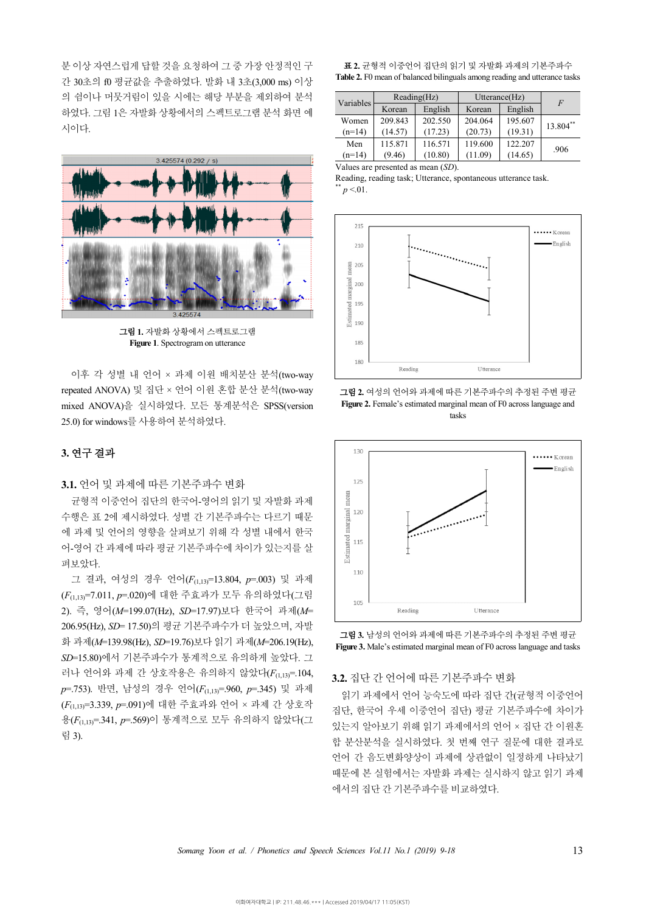분 이상 자연스럽게 답할 것을 요청하여 그 중 가장 안정적인 구간 30초의 f0 평균값을 추출하였다. 발화 내 3초(3,000 ms) 이상의 쉼이나 머뭇거림이 있을 시에는 해당 부분을 제외하여 분석하였다. 그림 1은 자발화 상황에서의 스펙트로그램 분석 화면 예시이다.

3.425574 (0.292 / s)

3.425574

그림 1. 자발화 상황에서 스펙트로그램
**Figure 1**. Spectrogram on utterance

이후 각 성별 내 언어 × 과제 이원 배치분산 분석(two-way repeated ANOVA) 및 집단 × 언어 이원 혼합 분산 분석(two-way mixed ANOVA)을 실시하였다. 모든 통계분석은 SPSS(version 25.0) for windows를 사용하여 분석하였다.

## 3. 연구 결과

### 3.1. 언어 및 과제에 따른 기본주파수 변화

균형적 이중언어 집단의 한국어-영어의 읽기 및 자발화 과제 수행은 표 2에 제시하였다. 성별 간 기본주파수는 다르기 때문에 과제 및 언어의 영향을 살펴보기 위해 각 성별 내에서 한국어-영어 간 과제에 따라 평균 기본주파수에 차이가 있는지를 살펴보았다.

그 결과, 여성의 경우 언어($F_{(1,13)}$=13.804, $p$=.003) 및 과제($F_{(1,13)}$=7.011, $p$=.020)에 대한 주효과가 모두 유의하였다(그림 2). 즉, 영어($M$=199.07(Hz), $SD$=17.97)보다 한국어 과제($M$=206.95(Hz), $SD$= 17.50)의 평균 기본주파수가 더 높았으며, 자발화 과제($M$=139.98(Hz), $SD$=19.76)보다 읽기 과제($M$=206.19(Hz), $SD$=15.80)에서 기본주파수가 통계적으로 유의하게 높았다. 그러나 언어와 과제 간 상호작용은 유의하지 않았다($F_{(1,13)}$=.104, $p$=.753). 반면, 남성의 경우 언어($F_{(1,13)}$=.960, $p$=.345) 및 과제($F_{(1,13)}$=3.339, $p$=.091)에 대한 주효과와 언어 × 과제 간 상호작용($F_{(1,13)}$=.341, $p$=.569)이 통계적으로 모두 유의하지 않았다(그림 3).

**표 2.** 균형적 이중언어 집단의 읽기 및 자발화 과제의 기본주파수
**Table 2.** F0 mean of balanced bilinguals among reading and utterance tasks

| Variables | Reading(Hz) | | Utterance(Hz) | | $F$ |
|---|---|---|---|---|---|
| | Korean | English | Korean | English | |
| Women (n=14) | 209.843 (14.57) | 202.550 (17.23) | 204.064 (20.73) | 195.607 (19.31) | 13.804** |
| Men (n=14) | 115.871 (9.46) | 116.571 (10.80) | 119.600 (11.09) | 122.207 (14.65) | .906 |

Values are presented as mean ($SD$).
Reading, reading task; Utterance, spontaneous utterance task.
** $p$ <.01.

215
210
205
200
195
190
185
180
Estimated marginal mean
Reading
Utterance
Korean
English

**그림 2.** 여성의 언어와 과제에 따른 기본주파수의 추정된 주변 평균
**Figure 2.** Female's estimated marginal mean of F0 across language and tasks

130
125
120
115
110
105
Estimated marginal mean
Reading
Utterance
Korean
English

**그림 3.** 남성의 언어와 과제에 따른 기본주파수의 추정된 주변 평균
**Figure 3.** Male's estimated marginal mean of F0 across language and tasks

### 3.2. 집단 간 언어에 따른 기본주파수 변화

읽기 과제에서 언어 능숙도에 따라 집단 간(균형적 이중언어 집단, 한국어 우세 이중언어 집단) 평균 기본주파수에 차이가 있는지 알아보기 위해 읽기 과제에서의 언어 × 집단 간 이원혼합 분산분석을 실시하였다. 첫 번째 연구 질문에 대한 결과로 언어 간 음도변화양상이 과제에 상관없이 일정하게 나타났기 때문에 본 실험에서는 자발화 과제는 실시하지 않고 읽기 과제에서의 집단 간 기본주파수를 비교하였다.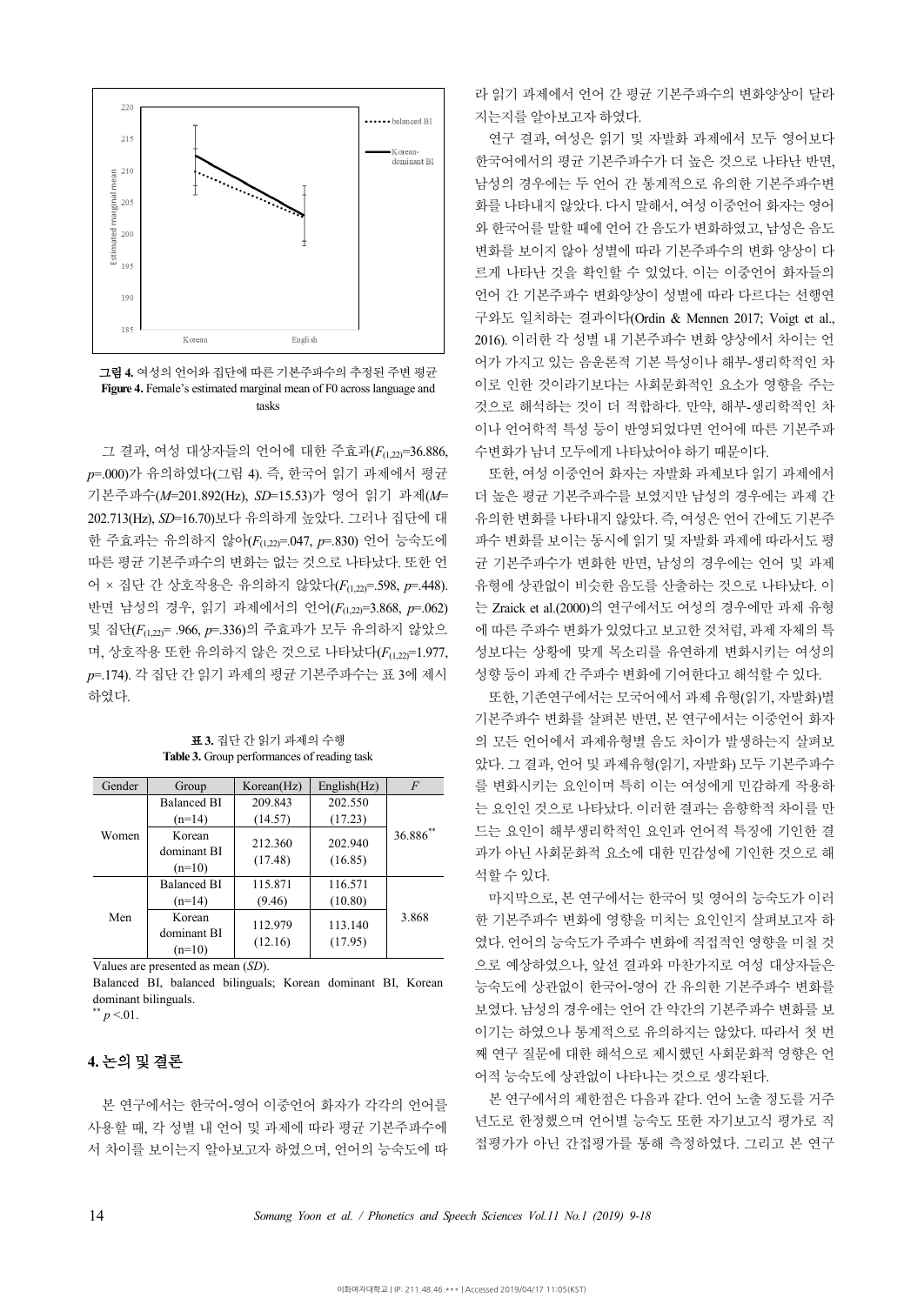220

215

210

205

200

195

190

185

Estimated marginal mean

Korean

English

balanced BI

Korean-dominant BI

**그림 4.** 여성의 언어와 집단에 따른 기본주파수의 추정된 주변 평균
**Figure 4.** Female's estimated marginal mean of F0 across language and tasks

그 결과, 여성 대상자들의 언어에 대한 주효과($F_{(1,22)}$=36.886, $p$=.000)가 유의하였다(그림 4). 즉, 한국어 읽기 과제에서 평균 기본주파수($M$=201.892(Hz), $SD$=15.53)가 영어 읽기 과제($M$=202.713(Hz), $SD$=16.70)보다 유의하게 높았다. 그러나 집단에 대한 주효과는 유의하지 않아($F_{(1,22)}$=.047, $p$=.830) 언어 능숙도에 따른 평균 기본주파수의 변화는 없는 것으로 나타났다. 또한 언어 × 집단 간 상호작용은 유의하지 않았다($F_{(1,22)}$=.598, $p$=.448). 반면 남성의 경우, 읽기 과제에서의 언어($F_{(1,22)}$=3.868, $p$=.062) 및 집단($F_{(1,22)}$= .966, $p$=.336)의 주효과가 모두 유의하지 않았으며, 상호작용 또한 유의하지 않은 것으로 나타났다($F_{(1,22)}$=1.977, $p$=.174). 각 집단 간 읽기 과제의 평균 기본주파수는 표 3에 제시하였다.

**표 3.** 집단 간 읽기 과제의 수행
**Table 3.** Group performances of reading task

| Gender | Group | Korean(Hz) | English(Hz) | $F$ |
|---|---|---|---|---|
| Women | Balanced BI (n=14) | 209.843 (14.57) | 202.550 (17.23) | 36.886** |
| | Korean dominant BI (n=10) | 212.360 (17.48) | 202.940 (16.85) | |
| Men | Balanced BI (n=14) | 115.871 (9.46) | 116.571 (10.80) | 3.868 |
| | Korean dominant BI (n=10) | 112.979 (12.16) | 113.140 (17.95) | |

Values are presented as mean ($SD$).
Balanced BI, balanced bilinguals; Korean dominant BI, Korean dominant bilinguals.
** $p$ <.01.

## 4. 논의 및 결론

본 연구에서는 한국어-영어 이중언어 화자가 각각의 언어를 사용할 때, 각 성별 내 언어 및 과제에 따라 평균 기본주파수에서 차이를 보이는지 알아보고자 하였으며, 언어의 능숙도에 따라 읽기 과제에서 언어 간 평균 기본주파수의 변화양상이 달라지는지를 알아보고자 하였다.

연구 결과, 여성은 읽기 및 자발화 과제에서 모두 영어보다 한국어에서의 평균 기본주파수가 더 높은 것으로 나타난 반면, 남성의 경우에는 두 언어 간 통계적으로 유의한 기본주파수변화를 나타내지 않았다. 다시 말해서, 여성 이중언어 화자는 영어와 한국어를 말할 때에 언어 간 음도가 변화하였고, 남성은 음도 변화를 보이지 않아 성별에 따라 기본주파수의 변화 양상이 다르게 나타난 것을 확인할 수 있었다. 이는 이중언어 화자들의 언어 간 기본주파수 변화양상이 성별에 따라 다르다는 선행연구와도 일치하는 결과이다(Ordin & Mennen 2017; Voigt et al., 2016). 이러한 각 성별 내 기본주파수 변화 양상에서 차이는 언어가 가지고 있는 음운론적 기본 특성이나 해부-생리학적인 차이로 인한 것이라기보다는 사회문화적인 요소가 영향을 주는 것으로 해석하는 것이 더 적합하다. 만약, 해부-생리학적인 차이나 언어학적 특성 등이 반영되었다면 언어에 따른 기본주파수변화가 남녀 모두에게 나타났어야 하기 때문이다.

또한, 여성 이중언어 화자는 자발화 과제보다 읽기 과제에서 더 높은 평균 기본주파수를 보였지만 남성의 경우에는 과제 간 유의한 변화를 나타내지 않았다. 즉, 여성은 언어 간에도 기본주파수 변화를 보이는 동시에 읽기 및 자발화 과제에 따라서도 평균 기본주파수가 변화한 반면, 남성의 경우에는 언어 및 과제 유형에 상관없이 비슷한 음도를 산출하는 것으로 나타났다. 이는 Zraick et al.(2000)의 연구에서도 여성의 경우에만 과제 유형에 따른 주파수 변화가 있었다고 보고한 것처럼, 과제 자체의 특성보다는 상황에 맞게 목소리를 유연하게 변화시키는 여성의 성향 등이 과제 간 주파수 변화에 기여한다고 해석할 수 있다.

또한, 기존연구에서는 모국어에서 과제 유형(읽기, 자발화)별 기본주파수 변화를 살펴본 반면, 본 연구에서는 이중언어 화자의 모든 언어에서 과제유형별 음도 차이가 발생하는지 살펴보았다. 그 결과, 언어 및 과제유형(읽기, 자발화) 모두 기본주파수를 변화시키는 요인이며 특히 이는 여성에게 민감하게 작용하는 요인인 것으로 나타났다. 이러한 결과는 음향학적 차이를 만드는 요인이 해부생리학적인 요인과 언어적 특징에 기인한 결과가 아닌 사회문화적 요소에 대한 민감성에 기인한 것으로 해석할 수 있다.

마지막으로, 본 연구에서는 한국어 및 영어의 능숙도가 이러한 기본주파수 변화에 영향을 미치는 요인인지 살펴보고자 하였다. 언어의 능숙도가 주파수 변화에 직접적인 영향을 미칠 것으로 예상하였으나, 앞선 결과와 마찬가지로 여성 대상자들은 능숙도에 상관없이 한국어-영어 간 유의한 기본주파수 변화를 보였다. 남성의 경우에는 언어 간 약간의 기본주파수 변화를 보이기는 하였으나 통계적으로 유의하지는 않았다. 따라서 첫 번째 연구 질문에 대한 해석으로 제시했던 사회문화적 영향은 언어적 능숙도에 상관없이 나타나는 것으로 생각된다.

본 연구에서의 제한점은 다음과 같다. 언어 노출 정도를 거주년도로 한정했으며 언어별 능숙도 또한 자기보고식 평가로 직접평가가 아닌 간접평가를 통해 측정하였다. 그리고 본 연구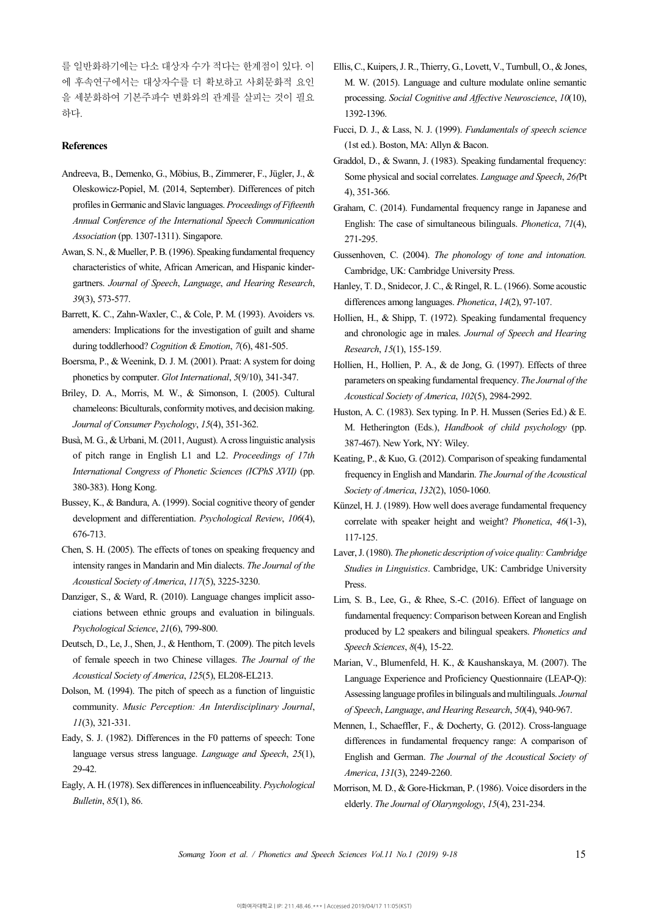를 일반화하기에는 다소 대상자 수가 적다는 한계점이 있다. 이에 후속연구에서는 대상자수를 더 확보하고 사회문화적 요인을 세분화하여 기본주파수 변화와의 관계를 살피는 것이 필요하다.

## References

Andreeva, B., Demenko, G., Möbius, B., Zimmerer, F., Jügler, J., & Oleskowicz-Popiel, M. (2014, September). Differences of pitch profiles in Germanic and Slavic languages. *Proceedings of Fifteenth Annual Conference of the International Speech Communication Association* (pp. 1307-1311). Singapore.

Awan, S. N., & Mueller, P. B. (1996). Speaking fundamental frequency characteristics of white, African American, and Hispanic kindergartners. *Journal of Speech, Language, and Hearing Research*, *39*(3), 573-577.

Barrett, K. C., Zahn-Waxler, C., & Cole, P. M. (1993). Avoiders vs. amenders: Implications for the investigation of guilt and shame during toddlerhood? *Cognition & Emotion*, *7*(6), 481-505.

Boersma, P., & Weenink, D. J. M. (2001). Praat: A system for doing phonetics by computer. *Glot International*, *5*(9/10), 341-347.

Briley, D. A., Morris, M. W., & Simonson, I. (2005). Cultural chameleons: Biculturals, conformity motives, and decision making. *Journal of Consumer Psychology*, *15*(4), 351-362.

Busà, M. G., & Urbani, M. (2011, August). A cross linguistic analysis of pitch range in English L1 and L2. *Proceedings of 17th International Congress of Phonetic Sciences (ICPhS XVII)* (pp. 380-383). Hong Kong.

Bussey, K., & Bandura, A. (1999). Social cognitive theory of gender development and differentiation. *Psychological Review*, *106*(4), 676-713.

Chen, S. H. (2005). The effects of tones on speaking frequency and intensity ranges in Mandarin and Min dialects. *The Journal of the Acoustical Society of America*, *117*(5), 3225-3230.

Danziger, S., & Ward, R. (2010). Language changes implicit associations between ethnic groups and evaluation in bilinguals. *Psychological Science*, *21*(6), 799-800.

Deutsch, D., Le, J., Shen, J., & Henthorn, T. (2009). The pitch levels of female speech in two Chinese villages. *The Journal of the Acoustical Society of America*, *125*(5), EL208-EL213.

Dolson, M. (1994). The pitch of speech as a function of linguistic community. *Music Perception: An Interdisciplinary Journal*, *11*(3), 321-331.

Eady, S. J. (1982). Differences in the F0 patterns of speech: Tone language versus stress language. *Language and Speech*, *25*(1), 29-42.

Eagly, A. H. (1978). Sex differences in influenceability. *Psychological Bulletin*, *85*(1), 86.

Ellis, C., Kuipers, J. R., Thierry, G., Lovett, V., Turnbull, O., & Jones, M. W. (2015). Language and culture modulate online semantic processing. *Social Cognitive and Affective Neuroscience*, *10*(10), 1392-1396.

Fucci, D. J., & Lass, N. J. (1999). *Fundamentals of speech science* (1st ed.). Boston, MA: Allyn & Bacon.

Graddol, D., & Swann, J. (1983). Speaking fundamental frequency: Some physical and social correlates. *Language and Speech*, *26(*Pt 4), 351-366.

Graham, C. (2014). Fundamental frequency range in Japanese and English: The case of simultaneous bilinguals. *Phonetica*, *71*(4), 271-295.

Gussenhoven, C. (2004). *The phonology of tone and intonation.* Cambridge, UK: Cambridge University Press.

Hanley, T. D., Snidecor, J. C., & Ringel, R. L. (1966). Some acoustic differences among languages. *Phonetica*, *14*(2), 97-107.

Hollien, H., & Shipp, T. (1972). Speaking fundamental frequency and chronologic age in males. *Journal of Speech and Hearing Research*, *15*(1), 155-159.

Hollien, H., Hollien, P. A., & de Jong, G. (1997). Effects of three parameters on speaking fundamental frequency. *The Journal of the Acoustical Society of America*, *102*(5), 2984-2992.

Huston, A. C. (1983). Sex typing. In P. H. Mussen (Series Ed.) & E. M. Hetherington (Eds.), *Handbook of child psychology* (pp. 387-467). New York, NY: Wiley.

Keating, P., & Kuo, G. (2012). Comparison of speaking fundamental frequency in English and Mandarin. *The Journal of the Acoustical Society of America*, *132*(2), 1050-1060.

Künzel, H. J. (1989). How well does average fundamental frequency correlate with speaker height and weight? *Phonetica*, *46*(1-3), 117-125.

Laver, J. (1980). *The phonetic description of voice quality: Cambridge Studies in Linguistics*. Cambridge, UK: Cambridge University Press.

Lim, S. B., Lee, G., & Rhee, S.-C. (2016). Effect of language on fundamental frequency: Comparison between Korean and English produced by L2 speakers and bilingual speakers. *Phonetics and Speech Sciences*, *8*(4), 15-22.

Marian, V., Blumenfeld, H. K., & Kaushanskaya, M. (2007). The Language Experience and Proficiency Questionnaire (LEAP-Q): Assessing language profiles in bilinguals and multilinguals. *Journal of Speech, Language, and Hearing Research*, *50*(4), 940-967.

Mennen, I., Schaeffler, F., & Docherty, G. (2012). Cross-language differences in fundamental frequency range: A comparison of English and German. *The Journal of the Acoustical Society of America*, *131*(3), 2249-2260.

Morrison, M. D., & Gore-Hickman, P. (1986). Voice disorders in the elderly. *The Journal of Olaryngology*, *15*(4), 231-234.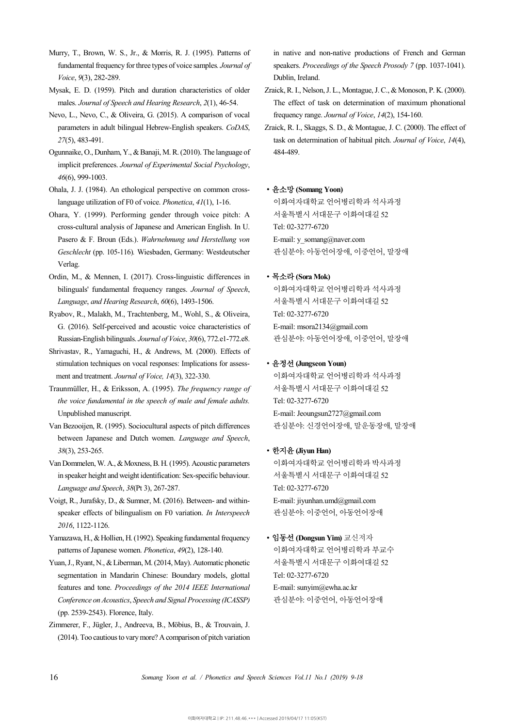Murry, T., Brown, W. S., Jr., & Morris, R. J. (1995). Patterns of fundamental frequency for three types of voice samples. *Journal of Voice*, *9*(3), 282-289.

Mysak, E. D. (1959). Pitch and duration characteristics of older males. *Journal of Speech and Hearing Research*, *2*(1), 46-54.

Nevo, L., Nevo, C., & Oliveira, G. (2015). A comparison of vocal parameters in adult bilingual Hebrew-English speakers. *CoDAS*, *27*(5), 483-491.

Ogunnaike, O., Dunham, Y., & Banaji, M. R. (2010). The language of implicit preferences. *Journal of Experimental Social Psychology*, *46*(6), 999-1003.

Ohala, J. J. (1984). An ethological perspective on common cross-language utilization of F0 of voice. *Phonetica*, *41*(1), 1-16.

Ohara, Y. (1999). Performing gender through voice pitch: A cross-cultural analysis of Japanese and American English. In U. Pasero & F. Broun (Eds.). *Wahrnehmung und Herstellung von Geschlecht* (pp. 105-116). Wiesbaden, Germany: Westdeutscher Verlag.

Ordin, M., & Mennen, I. (2017). Cross-linguistic differences in bilinguals' fundamental frequency ranges. *Journal of Speech*, *Language*, *and Hearing Research*, *60*(6), 1493-1506.

Ryabov, R., Malakh, M., Trachtenberg, M., Wohl, S., & Oliveira, G. (2016). Self-perceived and acoustic voice characteristics of Russian-English bilinguals. *Journal of Voice*, *30*(6), 772.e1-772.e8.

Shrivastav, R., Yamaguchi, H., & Andrews, M. (2000). Effects of stimulation techniques on vocal responses: Implications for assessment and treatment. *Journal of Voice, 14*(3), 322-330.

Traunmüller, H., & Eriksson, A. (1995). *The frequency range of the voice fundamental in the speech of male and female adults.* Unpublished manuscript.

Van Bezooijen, R. (1995). Sociocultural aspects of pitch differences between Japanese and Dutch women. *Language and Speech*, *38*(3), 253-265.

Van Dommelen, W. A., & Moxness, B. H. (1995). Acoustic parameters in speaker height and weight identification: Sex-specific behaviour. *Language and Speech*, *38*(Pt 3), 267-287.

Voigt, R., Jurafsky, D., & Sumner, M. (2016). Between- and within-speaker effects of bilingualism on F0 variation. *In Interspeech 2016*, 1122-1126.

Yamazawa, H., & Hollien, H. (1992). Speaking fundamental frequency patterns of Japanese women. *Phonetica*, *49*(2), 128-140.

Yuan, J., Ryant, N., & Liberman, M. (2014, May). Automatic phonetic segmentation in Mandarin Chinese: Boundary models, glottal features and tone. *Proceedings of the 2014 IEEE International Conference on Acoustics*, *Speech and Signal Processing (ICASSP)* (pp. 2539-2543). Florence, Italy.

Zimmerer, F., Jügler, J., Andreeva, B., Möbius, B., & Trouvain, J. (2014). Too cautious to vary more? A comparison of pitch variation in native and non-native productions of French and German speakers. *Proceedings of the Speech Prosody 7* (pp. 1037-1041). Dublin, Ireland.

Zraick, R. I., Nelson, J. L., Montague, J. C., & Monoson, P. K. (2000). The effect of task on determination of maximum phonational frequency range. *Journal of Voice*, *14*(2), 154-160.

Zraick, R. I., Skaggs, S. D., & Montague, J. C. (2000). The effect of task on determination of habitual pitch. *Journal of Voice*, *14*(4), 484-489.

- **윤소망 (Somang Yoon)**
  이화여자대학교 언어병리학과 석사과정
  서울특별시 서대문구 이화여대길 52
  Tel: 02-3277-6720
  E-mail: y_somang@naver.com
  관심분야: 아동언어장애, 이중언어, 말장애

- **목소라 (Sora Mok)**
  이화여자대학교 언어병리학과 석사과정
  서울특별시 서대문구 이화여대길 52
  Tel: 02-3277-6720
  E-mail: msora2134@gmail.com
  관심분야: 아동언어장애, 이중언어, 말장애

- **윤정선 (Jungseon Youn)**
  이화여자대학교 언어병리학과 석사과정
  서울특별시 서대문구 이화여대길 52
  Tel: 02-3277-6720
  E-mail: Jeoungsun2727@gmail.com
  관심분야: 신경언어장애, 말운동장애, 말장애

- **한지윤 (Jiyun Han)**
  이화여자대학교 언어병리학과 박사과정
  서울특별시 서대문구 이화여대길 52
  Tel: 02-3277-6720
  E-mail: jiyunhan.umd@gmail.com
  관심분야: 이중언어, 아동언어장애

- **임동선 (Dongsun Yim)** 교신저자
  이화여자대학교 언어병리학과 부교수
  서울특별시 서대문구 이화여대길 52
  Tel: 02-3277-6720
  E-mail: sunyim@ewha.ac.kr
  관심분야: 이중언어, 아동언어장애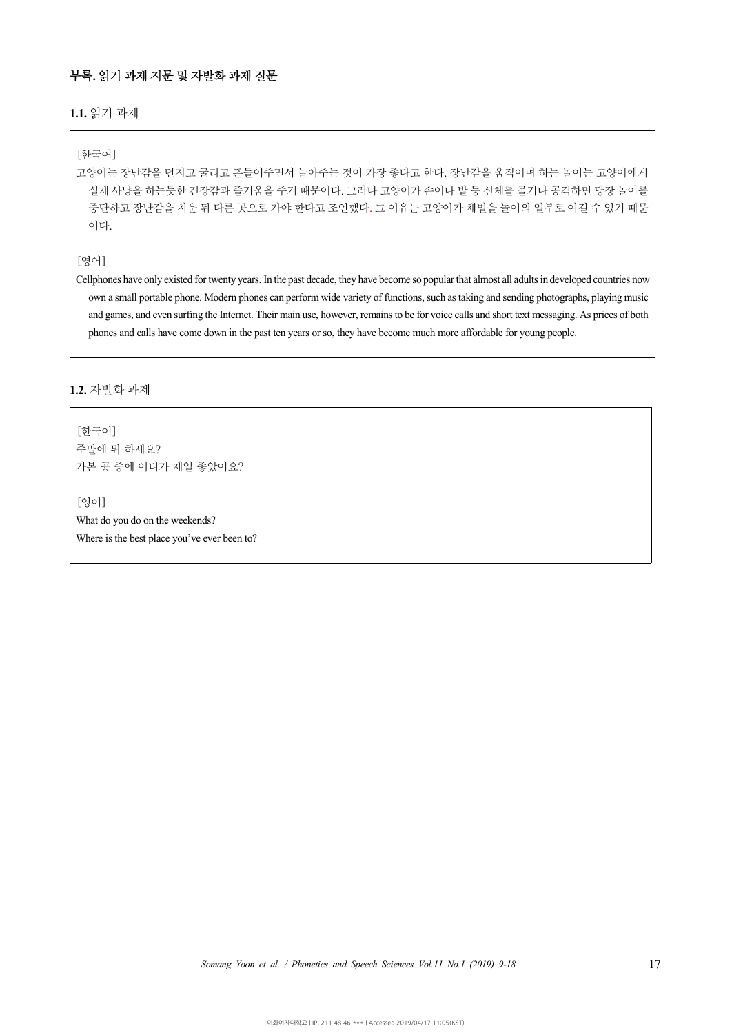## 부록. 읽기 과제 지문 및 자발화 과제 질문

### 1.1. 읽기 과제

[한국어]

고양이는 장난감을 던지고 굴리고 흔들어주면서 놀아주는 것이 가장 좋다고 한다. 장난감을 움직이며 하는 놀이는 고양이에게 실제 사냥을 하는듯한 긴장감과 즐거움을 주기 때문이다. 그러나 고양이가 손이나 발 등 신체를 물거나 공격하면 당장 놀이를 중단하고 장난감을 치운 뒤 다른 곳으로 가야 한다고 조언했다. 그 이유는 고양이가 체벌을 놀이의 일부로 여길 수 있기 때문이다.

[영어]

Cellphones have only existed for twenty years. In the past decade, they have become so popular that almost all adults in developed countries now own a small portable phone. Modern phones can perform wide variety of functions, such as taking and sending photographs, playing music and games, and even surfing the Internet. Their main use, however, remains to be for voice calls and short text messaging. As prices of both phones and calls have come down in the past ten years or so, they have become much more affordable for young people.

### 1.2. 자발화 과제

[한국어]

주말에 뭐 하세요?

가본 곳 중에 어디가 제일 좋았어요?

[영어]

What do you do on the weekends?

Where is the best place you've ever been to?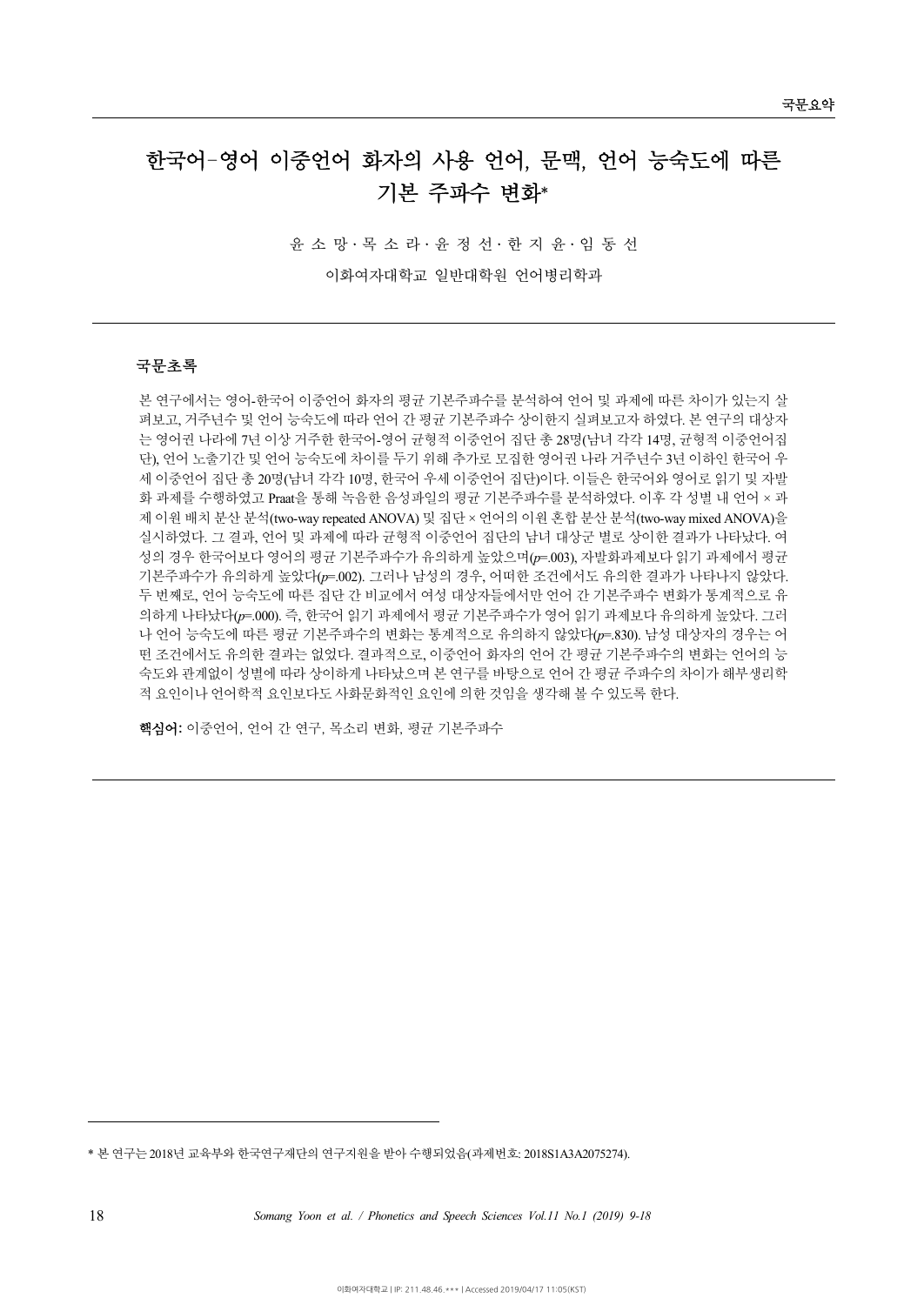국문요약

# 한국어-영어 이중언어 화자의 사용 언어, 문맥, 언어 능숙도에 따른 기본 주파수 변화*

윤 소 망 · 목 소 라 · 윤 정 선 · 한 지 윤 · 임 동 선

이화여자대학교 일반대학원 언어병리학과

## 국문초록

본 연구에서는 영어-한국어 이중언어 화자의 평균 기본주파수를 분석하여 언어 및 과제에 따른 차이가 있는지 살펴보고, 거주년수 및 언어 능숙도에 따라 언어 간 평균 기본주파수 상이한지 실펴보고자 하였다. 본 연구의 대상자는 영어권 나라에 7년 이상 거주한 한국어-영어 균형적 이중언어 집단 총 28명(남녀 각각 14명, 균형적 이중언어집단), 언어 노출기간 및 언어 능숙도에 차이를 두기 위해 추가로 모집한 영어권 나라 거주년수 3년 이하인 한국어 우세 이중언어 집단 총 20명(남녀 각각 10명, 한국어 우세 이중언어 집단)이다. 이들은 한국어와 영어로 읽기 및 자발화 과제를 수행하였고 Praat을 통해 녹음한 음성파일의 평균 기본주파수를 분석하였다. 이후 각 성별 내 언어 × 과제 이원 배치 분산 분석(two-way repeated ANOVA) 및 집단 × 언어의 이원 혼합 분산 분석(two-way mixed ANOVA)을 실시하였다. 그 결과, 언어 및 과제에 따라 균형적 이중언어 집단의 남녀 대상군 별로 상이한 결과가 나타났다. 여성의 경우 한국어보다 영어의 평균 기본주파수가 유의하게 높았으며($p$=.003), 자발화과제보다 읽기 과제에서 평균 기본주파수가 유의하게 높았다($p$=.002). 그러나 남성의 경우, 어떠한 조건에서도 유의한 결과가 나타나지 않았다. 두 번째로, 언어 능숙도에 따른 집단 간 비교에서 여성 대상자들에서만 언어 간 기본주파수 변화가 통계적으로 유의하게 나타났다($p$=.000). 즉, 한국어 읽기 과제에서 평균 기본주파수가 영어 읽기 과제보다 유의하게 높았다. 그러나 언어 능숙도에 따른 평균 기본주파수의 변화는 통계적으로 유의하지 않았다($p$=.830). 남성 대상자의 경우는 어떤 조건에서도 유의한 결과는 없었다. 결과적으로, 이중언어 화자의 언어 간 평균 기본주파수의 변화는 언어의 능숙도와 관계없이 성별에 따라 상이하게 나타났으며 본 연구를 바탕으로 언어 간 평균 주파수의 차이가 해부생리학적 요인이나 언어학적 요인보다도 사회문화적인 요인에 의한 것임을 생각해 볼 수 있도록 한다.

**핵심어:** 이중언어, 언어 간 연구, 목소리 변화, 평균 기본주파수

---

* 본 연구는 2018년 교육부와 한국연구재단의 연구지원을 받아 수행되었음(과제번호: 2018S1A3A2075274).